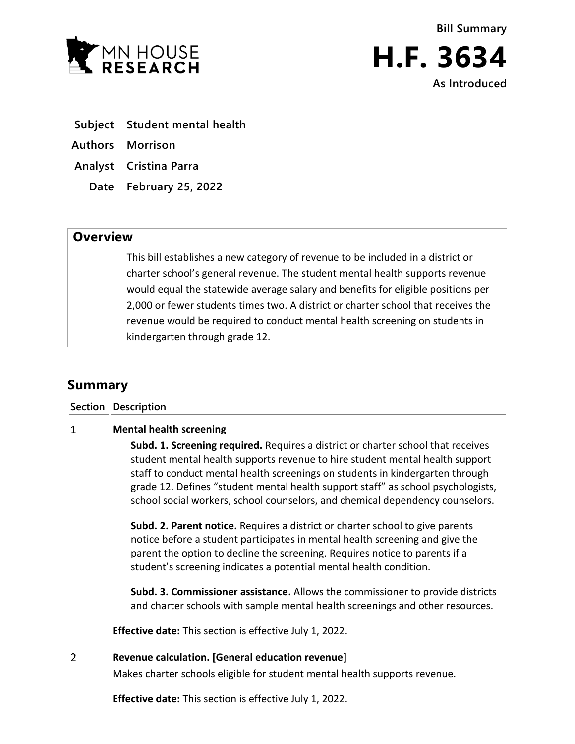MN HOUSE RESEARCH

Bill Summary

# H.F. 3634

As Introduced

| | |
|---|---|
| **Subject** | **Student mental health** |
| **Authors** | **Morrison** |
| **Analyst** | **Cristina Parra** |
| **Date** | **February 25, 2022** |

## Overview

This bill establishes a new category of revenue to be included in a district or charter school's general revenue. The student mental health supports revenue would equal the statewide average salary and benefits for eligible positions per 2,000 or fewer students times two. A district or charter school that receives the revenue would be required to conduct mental health screening on students in kindergarten through grade 12.

## Summary

| Section | Description |
|---|---|
| 1 | **Mental health screening**<br><br>**Subd. 1. Screening required.** Requires a district or charter school that receives student mental health supports revenue to hire student mental health support staff to conduct mental health screenings on students in kindergarten through grade 12. Defines "student mental health support staff" as school psychologists, school social workers, school counselors, and chemical dependency counselors.<br><br>**Subd. 2. Parent notice.** Requires a district or charter school to give parents notice before a student participates in mental health screening and give the parent the option to decline the screening. Requires notice to parents if a student's screening indicates a potential mental health condition.<br><br>**Subd. 3. Commissioner assistance.** Allows the commissioner to provide districts and charter schools with sample mental health screenings and other resources.<br><br>**Effective date:** This section is effective July 1, 2022. |
| 2 | **Revenue calculation. [General education revenue]**<br><br>Makes charter schools eligible for student mental health supports revenue.<br><br>**Effective date:** This section is effective July 1, 2022. |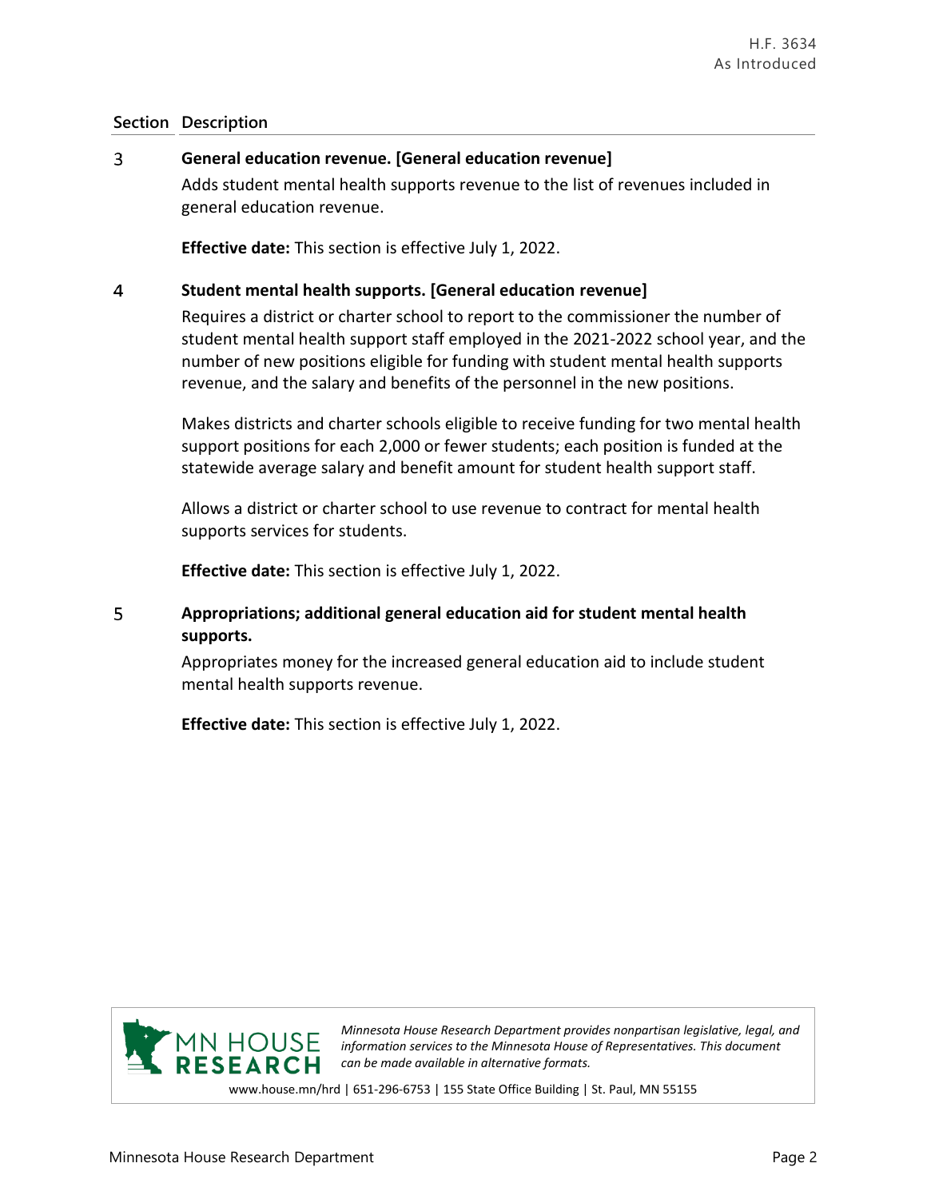| Section | Description |
|---|---|
| 3 | **General education revenue. [General education revenue]**<br>Adds student mental health supports revenue to the list of revenues included in general education revenue.<br><br>**Effective date:** This section is effective July 1, 2022. |
| 4 | **Student mental health supports. [General education revenue]**<br>Requires a district or charter school to report to the commissioner the number of student mental health support staff employed in the 2021-2022 school year, and the number of new positions eligible for funding with student mental health supports revenue, and the salary and benefits of the personnel in the new positions.<br><br>Makes districts and charter schools eligible to receive funding for two mental health support positions for each 2,000 or fewer students; each position is funded at the statewide average salary and benefit amount for student health support staff.<br><br>Allows a district or charter school to use revenue to contract for mental health supports services for students.<br><br>**Effective date:** This section is effective July 1, 2022. |
| 5 | **Appropriations; additional general education aid for student mental health supports.**<br>Appropriates money for the increased general education aid to include student mental health supports revenue.<br><br>**Effective date:** This section is effective July 1, 2022. |

MN HOUSE RESEARCH

*Minnesota House Research Department provides nonpartisan legislative, legal, and information services to the Minnesota House of Representatives. This document can be made available in alternative formats.*

www.house.mn/hrd | 651-296-6753 | 155 State Office Building | St. Paul, MN 55155